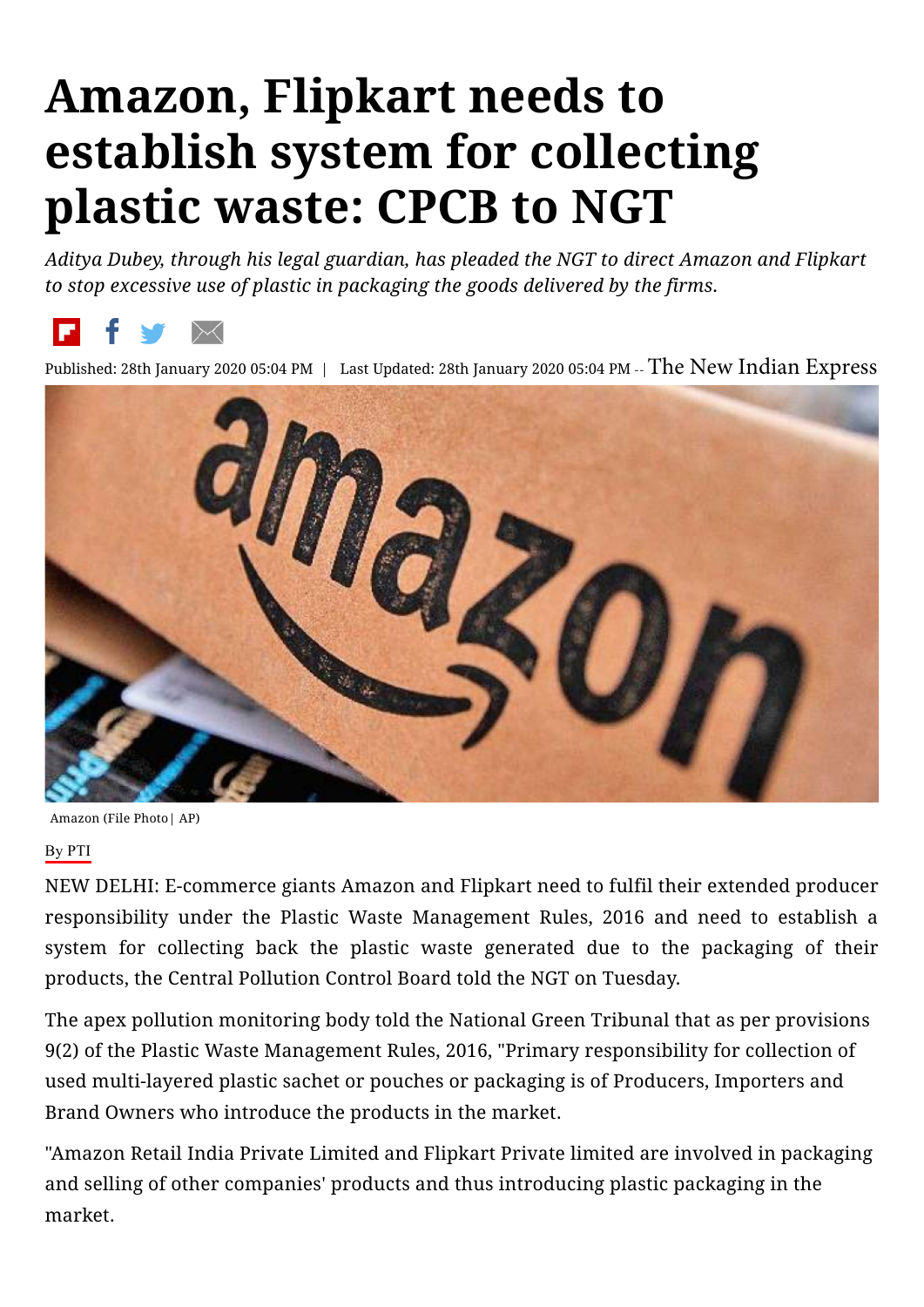# Amazon, Flipkart needs to establish system for collecting plastic waste: CPCB to NGT

*Aditya Dubey, through his legal guardian, has pleaded the NGT to direct Amazon and Flipkart to stop excessive use of plastic in packaging the goods delivered by the firms.*

Published: 28th January 2020 05:04 PM | Last Updated: 28th January 2020 05:04 PM -- The New Indian Express

Amazon (File Photo | AP)

By PTI

NEW DELHI: E-commerce giants Amazon and Flipkart need to fulfil their extended producer responsibility under the Plastic Waste Management Rules, 2016 and need to establish a system for collecting back the plastic waste generated due to the packaging of their products, the Central Pollution Control Board told the NGT on Tuesday.

The apex pollution monitoring body told the National Green Tribunal that as per provisions 9(2) of the Plastic Waste Management Rules, 2016, "Primary responsibility for collection of used multi-layered plastic sachet or pouches or packaging is of Producers, Importers and Brand Owners who introduce the products in the market.

"Amazon Retail India Private Limited and Flipkart Private limited are involved in packaging and selling of other companies' products and thus introducing plastic packaging in the market.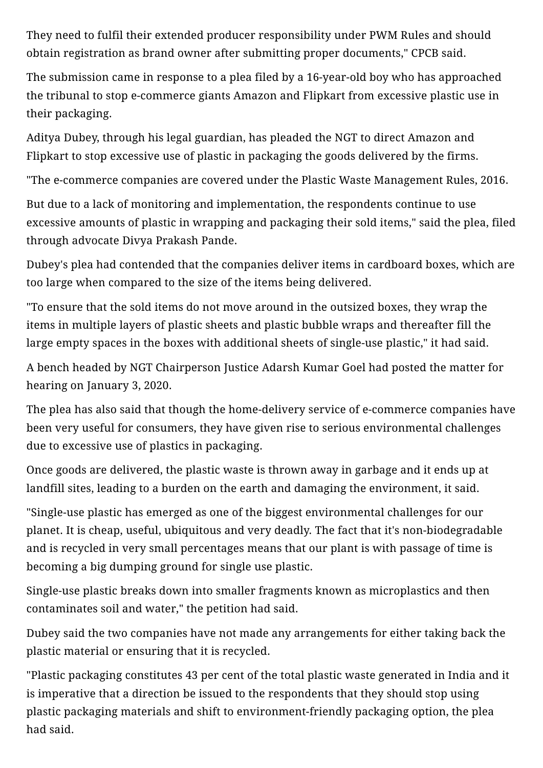They need to fulfil their extended producer responsibility under PWM Rules and should obtain registration as brand owner after submitting proper documents," CPCB said.

The submission came in response to a plea filed by a 16-year-old boy who has approached the tribunal to stop e-commerce giants Amazon and Flipkart from excessive plastic use in their packaging.

Aditya Dubey, through his legal guardian, has pleaded the NGT to direct Amazon and Flipkart to stop excessive use of plastic in packaging the goods delivered by the firms.

"The e-commerce companies are covered under the Plastic Waste Management Rules, 2016.

But due to a lack of monitoring and implementation, the respondents continue to use excessive amounts of plastic in wrapping and packaging their sold items," said the plea, filed through advocate Divya Prakash Pande.

Dubey's plea had contended that the companies deliver items in cardboard boxes, which are too large when compared to the size of the items being delivered.

"To ensure that the sold items do not move around in the outsized boxes, they wrap the items in multiple layers of plastic sheets and plastic bubble wraps and thereafter fill the large empty spaces in the boxes with additional sheets of single-use plastic," it had said.

A bench headed by NGT Chairperson Justice Adarsh Kumar Goel had posted the matter for hearing on January 3, 2020.

The plea has also said that though the home-delivery service of e-commerce companies have been very useful for consumers, they have given rise to serious environmental challenges due to excessive use of plastics in packaging.

Once goods are delivered, the plastic waste is thrown away in garbage and it ends up at landfill sites, leading to a burden on the earth and damaging the environment, it said.

"Single-use plastic has emerged as one of the biggest environmental challenges for our planet. It is cheap, useful, ubiquitous and very deadly. The fact that it's non-biodegradable and is recycled in very small percentages means that our plant is with passage of time is becoming a big dumping ground for single use plastic.

Single-use plastic breaks down into smaller fragments known as microplastics and then contaminates soil and water," the petition had said.

Dubey said the two companies have not made any arrangements for either taking back the plastic material or ensuring that it is recycled.

"Plastic packaging constitutes 43 per cent of the total plastic waste generated in India and it is imperative that a direction be issued to the respondents that they should stop using plastic packaging materials and shift to environment-friendly packaging option, the plea had said.